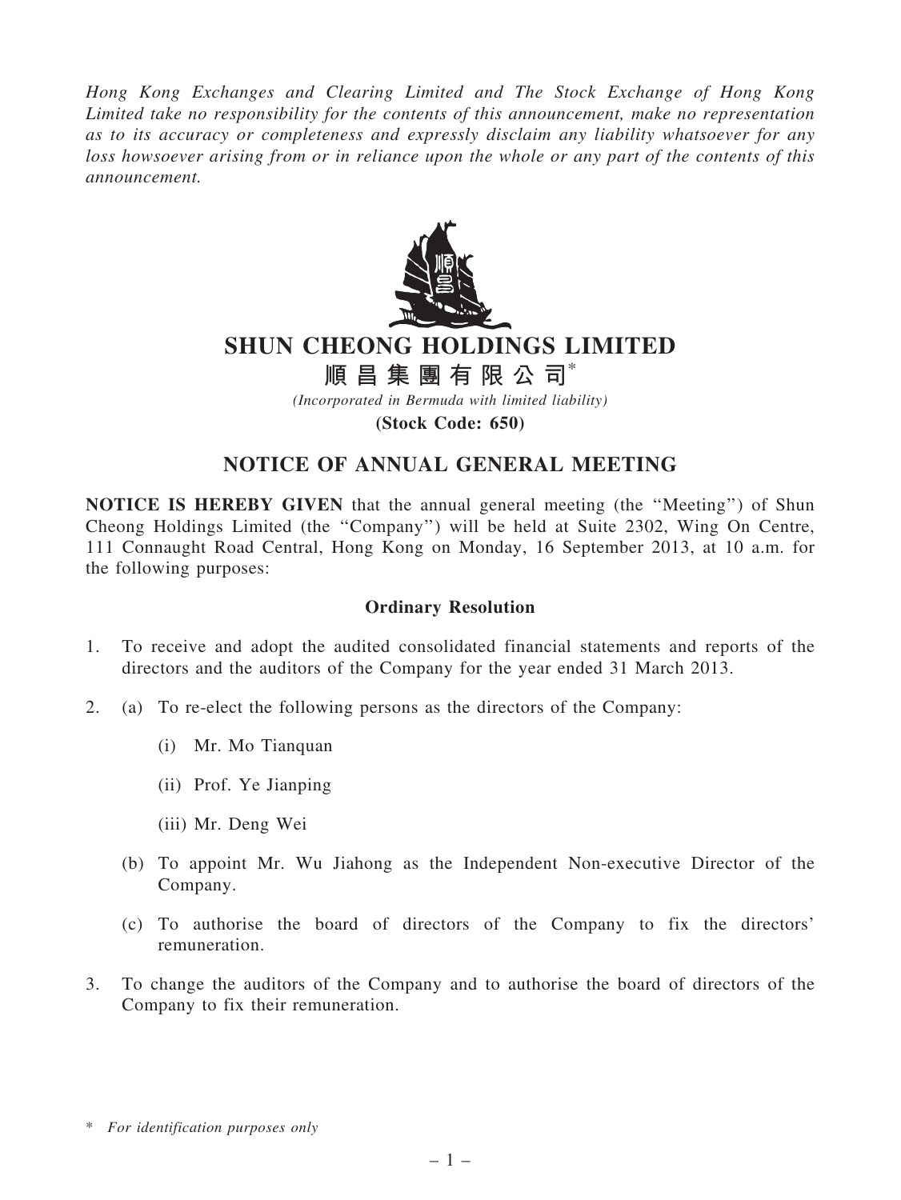*Hong Kong Exchanges and Clearing Limited and The Stock Exchange of Hong Kong Limited take no responsibility for the contents of this announcement, make no representation as to its accuracy or completeness and expressly disclaim any liability whatsoever for any loss howsoever arising from or in reliance upon the whole or any part of the contents of this announcement.*

# SHUN CHEONG HOLDINGS LIMITED

# 順昌集團有限公司*

*(Incorporated in Bermuda with limited liability)*

**(Stock Code: 650)**

## NOTICE OF ANNUAL GENERAL MEETING

**NOTICE IS HEREBY GIVEN** that the annual general meeting (the "Meeting") of Shun Cheong Holdings Limited (the "Company") will be held at Suite 2302, Wing On Centre, 111 Connaught Road Central, Hong Kong on Monday, 16 September 2013, at 10 a.m. for the following purposes:

### Ordinary Resolution

1. To receive and adopt the audited consolidated financial statements and reports of the directors and the auditors of the Company for the year ended 31 March 2013.

2. (a) To re-elect the following persons as the directors of the Company:

   (i) Mr. Mo Tianquan

   (ii) Prof. Ye Jianping

   (iii) Mr. Deng Wei

   (b) To appoint Mr. Wu Jiahong as the Independent Non-executive Director of the Company.

   (c) To authorise the board of directors of the Company to fix the directors' remuneration.

3. To change the auditors of the Company and to authorise the board of directors of the Company to fix their remuneration.

\* *For identification purposes only*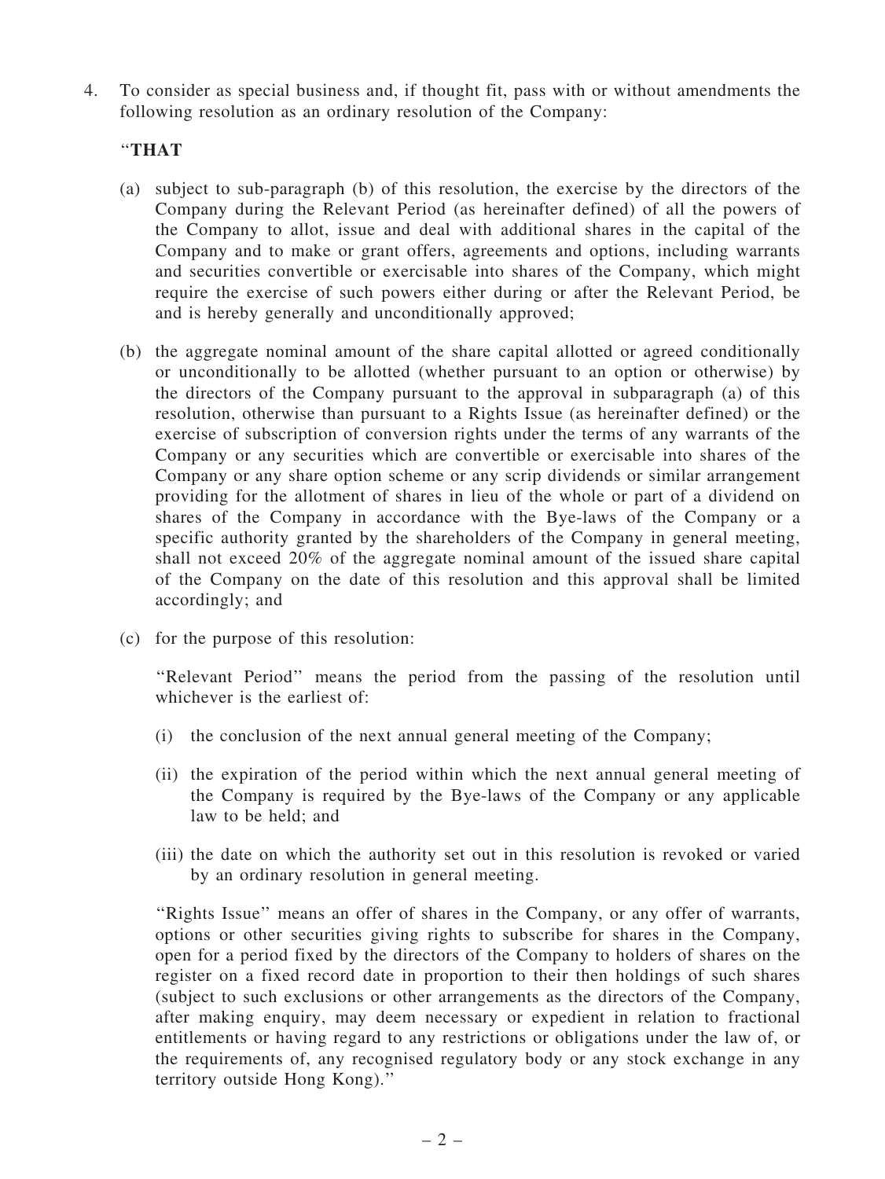4. To consider as special business and, if thought fit, pass with or without amendments the following resolution as an ordinary resolution of the Company:

  "**THAT**

  (a) subject to sub-paragraph (b) of this resolution, the exercise by the directors of the Company during the Relevant Period (as hereinafter defined) of all the powers of the Company to allot, issue and deal with additional shares in the capital of the Company and to make or grant offers, agreements and options, including warrants and securities convertible or exercisable into shares of the Company, which might require the exercise of such powers either during or after the Relevant Period, be and is hereby generally and unconditionally approved;

  (b) the aggregate nominal amount of the share capital allotted or agreed conditionally or unconditionally to be allotted (whether pursuant to an option or otherwise) by the directors of the Company pursuant to the approval in subparagraph (a) of this resolution, otherwise than pursuant to a Rights Issue (as hereinafter defined) or the exercise of subscription of conversion rights under the terms of any warrants of the Company or any securities which are convertible or exercisable into shares of the Company or any share option scheme or any scrip dividends or similar arrangement providing for the allotment of shares in lieu of the whole or part of a dividend on shares of the Company in accordance with the Bye-laws of the Company or a specific authority granted by the shareholders of the Company in general meeting, shall not exceed 20% of the aggregate nominal amount of the issued share capital of the Company on the date of this resolution and this approval shall be limited accordingly; and

  (c) for the purpose of this resolution:

    "Relevant Period" means the period from the passing of the resolution until whichever is the earliest of:

    (i) the conclusion of the next annual general meeting of the Company;

    (ii) the expiration of the period within which the next annual general meeting of the Company is required by the Bye-laws of the Company or any applicable law to be held; and

    (iii) the date on which the authority set out in this resolution is revoked or varied by an ordinary resolution in general meeting.

    "Rights Issue" means an offer of shares in the Company, or any offer of warrants, options or other securities giving rights to subscribe for shares in the Company, open for a period fixed by the directors of the Company to holders of shares on the register on a fixed record date in proportion to their then holdings of such shares (subject to such exclusions or other arrangements as the directors of the Company, after making enquiry, may deem necessary or expedient in relation to fractional entitlements or having regard to any restrictions or obligations under the law of, or the requirements of, any recognised regulatory body or any stock exchange in any territory outside Hong Kong)."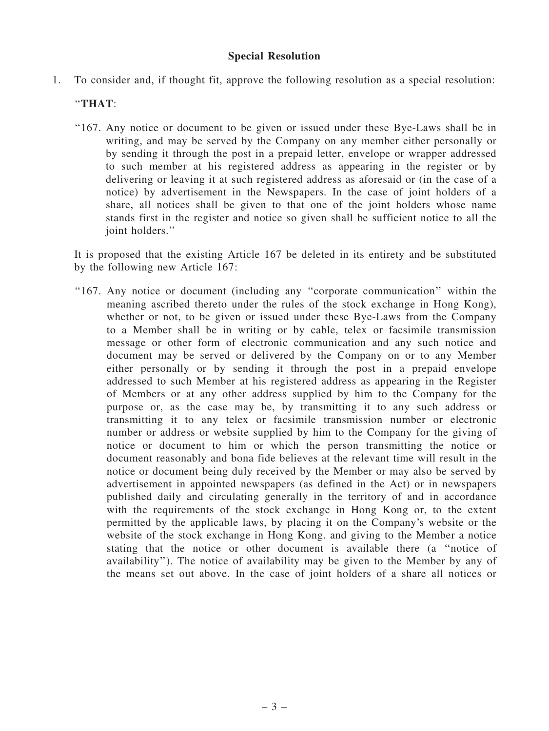**Special Resolution**

1. To consider and, if thought fit, approve the following resolution as a special resolution:

   "**THAT**:

   "167. Any notice or document to be given or issued under these Bye-Laws shall be in writing, and may be served by the Company on any member either personally or by sending it through the post in a prepaid letter, envelope or wrapper addressed to such member at his registered address as appearing in the register or by delivering or leaving it at such registered address as aforesaid or (in the case of a notice) by advertisement in the Newspapers. In the case of joint holders of a share, all notices shall be given to that one of the joint holders whose name stands first in the register and notice so given shall be sufficient notice to all the joint holders."

   It is proposed that the existing Article 167 be deleted in its entirety and be substituted by the following new Article 167:

   "167. Any notice or document (including any "corporate communication" within the meaning ascribed thereto under the rules of the stock exchange in Hong Kong), whether or not, to be given or issued under these Bye-Laws from the Company to a Member shall be in writing or by cable, telex or facsimile transmission message or other form of electronic communication and any such notice and document may be served or delivered by the Company on or to any Member either personally or by sending it through the post in a prepaid envelope addressed to such Member at his registered address as appearing in the Register of Members or at any other address supplied by him to the Company for the purpose or, as the case may be, by transmitting it to any such address or transmitting it to any telex or facsimile transmission number or electronic number or address or website supplied by him to the Company for the giving of notice or document to him or which the person transmitting the notice or document reasonably and bona fide believes at the relevant time will result in the notice or document being duly received by the Member or may also be served by advertisement in appointed newspapers (as defined in the Act) or in newspapers published daily and circulating generally in the territory of and in accordance with the requirements of the stock exchange in Hong Kong or, to the extent permitted by the applicable laws, by placing it on the Company's website or the website of the stock exchange in Hong Kong. and giving to the Member a notice stating that the notice or other document is available there (a "notice of availability"). The notice of availability may be given to the Member by any of the means set out above. In the case of joint holders of a share all notices or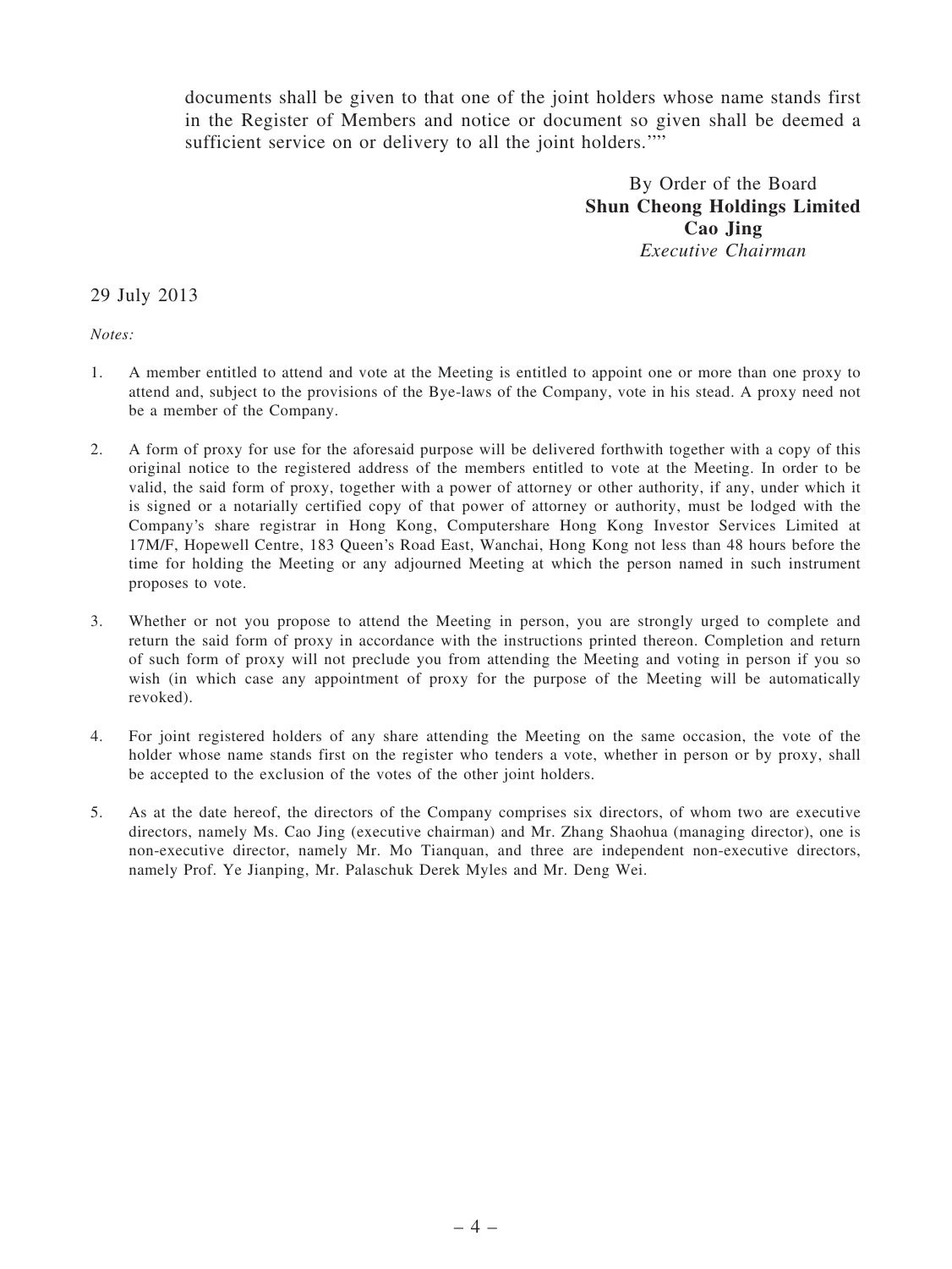documents shall be given to that one of the joint holders whose name stands first in the Register of Members and notice or document so given shall be deemed a sufficient service on or delivery to all the joint holders.""

By Order of the Board
**Shun Cheong Holdings Limited**
**Cao Jing**
*Executive Chairman*

29 July 2013

*Notes:*

1. A member entitled to attend and vote at the Meeting is entitled to appoint one or more than one proxy to attend and, subject to the provisions of the Bye-laws of the Company, vote in his stead. A proxy need not be a member of the Company.

2. A form of proxy for use for the aforesaid purpose will be delivered forthwith together with a copy of this original notice to the registered address of the members entitled to vote at the Meeting. In order to be valid, the said form of proxy, together with a power of attorney or other authority, if any, under which it is signed or a notarially certified copy of that power of attorney or authority, must be lodged with the Company's share registrar in Hong Kong, Computershare Hong Kong Investor Services Limited at 17M/F, Hopewell Centre, 183 Queen's Road East, Wanchai, Hong Kong not less than 48 hours before the time for holding the Meeting or any adjourned Meeting at which the person named in such instrument proposes to vote.

3. Whether or not you propose to attend the Meeting in person, you are strongly urged to complete and return the said form of proxy in accordance with the instructions printed thereon. Completion and return of such form of proxy will not preclude you from attending the Meeting and voting in person if you so wish (in which case any appointment of proxy for the purpose of the Meeting will be automatically revoked).

4. For joint registered holders of any share attending the Meeting on the same occasion, the vote of the holder whose name stands first on the register who tenders a vote, whether in person or by proxy, shall be accepted to the exclusion of the votes of the other joint holders.

5. As at the date hereof, the directors of the Company comprises six directors, of whom two are executive directors, namely Ms. Cao Jing (executive chairman) and Mr. Zhang Shaohua (managing director), one is non-executive director, namely Mr. Mo Tianquan, and three are independent non-executive directors, namely Prof. Ye Jianping, Mr. Palaschuk Derek Myles and Mr. Deng Wei.